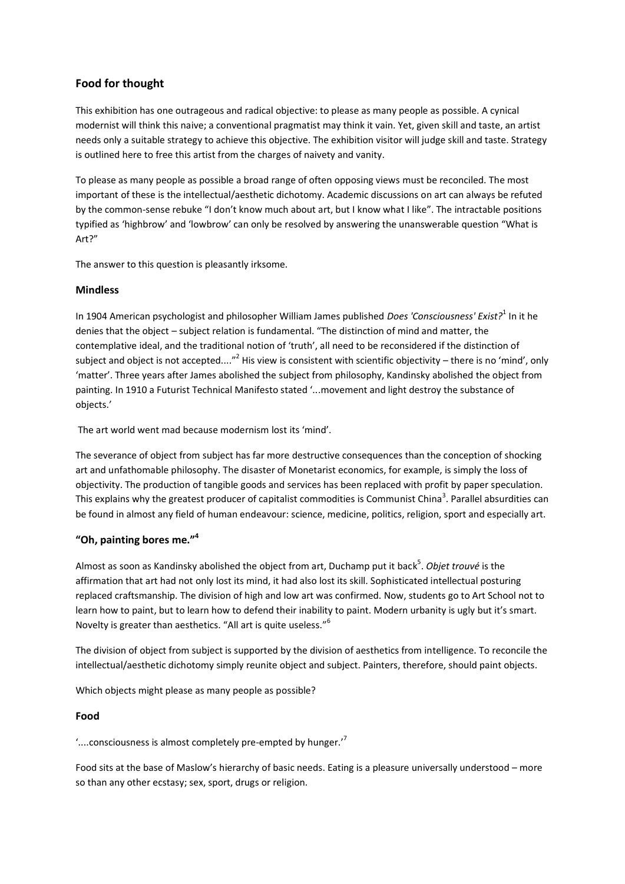## Food for thought

This exhibition has one outrageous and radical objective: to please as many people as possible. A cynical modernist will think this naive; a conventional pragmatist may think it vain. Yet, given skill and taste, an artist needs only a suitable strategy to achieve this objective. The exhibition visitor will judge skill and taste. Strategy is outlined here to free this artist from the charges of naivety and vanity.

To please as many people as possible a broad range of often opposing views must be reconciled. The most important of these is the intellectual/aesthetic dichotomy. Academic discussions on art can always be refuted by the common-sense rebuke "I don't know much about art, but I know what I like". The intractable positions typified as 'highbrow' and 'lowbrow' can only be resolved by answering the unanswerable question "What is Art?"

The answer to this question is pleasantly irksome.

### Mindless

In 1904 American psychologist and philosopher William James published *Does 'Consciousness' Exist?*[1] In it he denies that the object – subject relation is fundamental. "The distinction of mind and matter, the contemplative ideal, and the traditional notion of 'truth', all need to be reconsidered if the distinction of subject and object is not accepted...."[2] His view is consistent with scientific objectivity – there is no 'mind', only 'matter'. Three years after James abolished the subject from philosophy, Kandinsky abolished the object from painting. In 1910 a Futurist Technical Manifesto stated '...movement and light destroy the substance of objects.'

The art world went mad because modernism lost its 'mind'.

The severance of object from subject has far more destructive consequences than the conception of shocking art and unfathomable philosophy. The disaster of Monetarist economics, for example, is simply the loss of objectivity. The production of tangible goods and services has been replaced with profit by paper speculation. This explains why the greatest producer of capitalist commodities is Communist China[3]. Parallel absurdities can be found in almost any field of human endeavour: science, medicine, politics, religion, sport and especially art.

### "Oh, painting bores me."[4]

Almost as soon as Kandinsky abolished the object from art, Duchamp put it back[5]. *Objet trouvé* is the affirmation that art had not only lost its mind, it had also lost its skill. Sophisticated intellectual posturing replaced craftsmanship. The division of high and low art was confirmed. Now, students go to Art School not to learn how to paint, but to learn how to defend their inability to paint. Modern urbanity is ugly but it's smart. Novelty is greater than aesthetics. "All art is quite useless."[6]

The division of object from subject is supported by the division of aesthetics from intelligence. To reconcile the intellectual/aesthetic dichotomy simply reunite object and subject. Painters, therefore, should paint objects.

Which objects might please as many people as possible?

### Food

'....consciousness is almost completely pre-empted by hunger.'[7]

Food sits at the base of Maslow's hierarchy of basic needs. Eating is a pleasure universally understood – more so than any other ecstasy; sex, sport, drugs or religion.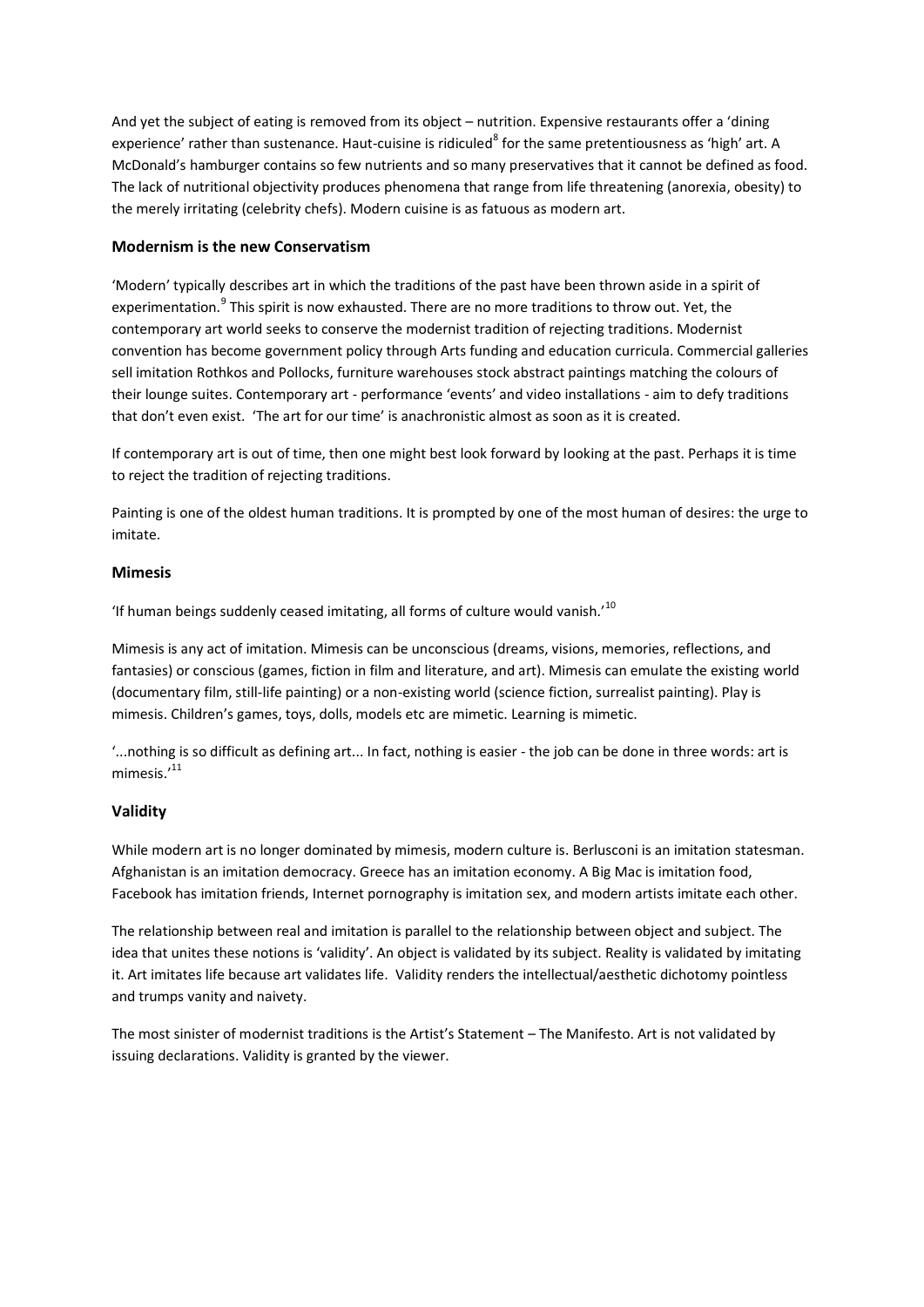And yet the subject of eating is removed from its object – nutrition. Expensive restaurants offer a 'dining experience' rather than sustenance. Haut-cuisine is ridiculed[8] for the same pretentiousness as 'high' art. A McDonald's hamburger contains so few nutrients and so many preservatives that it cannot be defined as food. The lack of nutritional objectivity produces phenomena that range from life threatening (anorexia, obesity) to the merely irritating (celebrity chefs). Modern cuisine is as fatuous as modern art.

### Modernism is the new Conservatism

'Modern' typically describes art in which the traditions of the past have been thrown aside in a spirit of experimentation.[9] This spirit is now exhausted. There are no more traditions to throw out. Yet, the contemporary art world seeks to conserve the modernist tradition of rejecting traditions. Modernist convention has become government policy through Arts funding and education curricula. Commercial galleries sell imitation Rothkos and Pollocks, furniture warehouses stock abstract paintings matching the colours of their lounge suites. Contemporary art - performance 'events' and video installations - aim to defy traditions that don't even exist. 'The art for our time' is anachronistic almost as soon as it is created.

If contemporary art is out of time, then one might best look forward by looking at the past. Perhaps it is time to reject the tradition of rejecting traditions.

Painting is one of the oldest human traditions. It is prompted by one of the most human of desires: the urge to imitate.

### Mimesis

'If human beings suddenly ceased imitating, all forms of culture would vanish.'[10]

Mimesis is any act of imitation. Mimesis can be unconscious (dreams, visions, memories, reflections, and fantasies) or conscious (games, fiction in film and literature, and art). Mimesis can emulate the existing world (documentary film, still-life painting) or a non-existing world (science fiction, surrealist painting). Play is mimesis. Children's games, toys, dolls, models etc are mimetic. Learning is mimetic.

'...nothing is so difficult as defining art... In fact, nothing is easier - the job can be done in three words: art is mimesis.'[11]

### Validity

While modern art is no longer dominated by mimesis, modern culture is. Berlusconi is an imitation statesman. Afghanistan is an imitation democracy. Greece has an imitation economy. A Big Mac is imitation food, Facebook has imitation friends, Internet pornography is imitation sex, and modern artists imitate each other.

The relationship between real and imitation is parallel to the relationship between object and subject. The idea that unites these notions is 'validity'. An object is validated by its subject. Reality is validated by imitating it. Art imitates life because art validates life. Validity renders the intellectual/aesthetic dichotomy pointless and trumps vanity and naivety.

The most sinister of modernist traditions is the Artist's Statement – The Manifesto. Art is not validated by issuing declarations. Validity is granted by the viewer.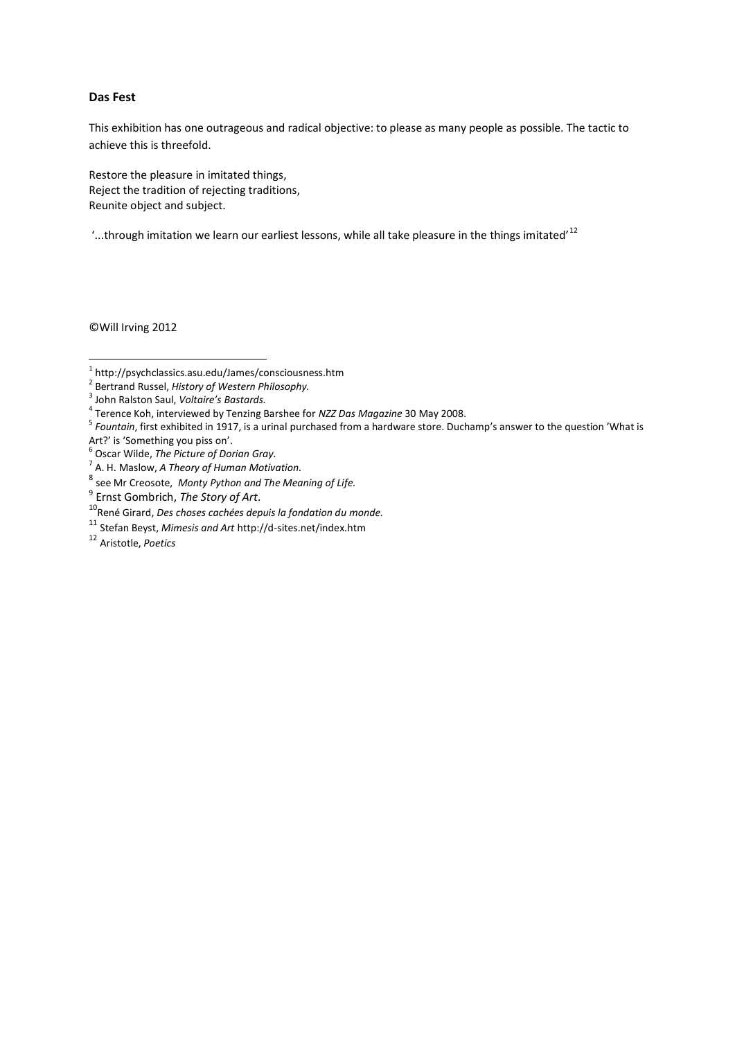**Das Fest**

This exhibition has one outrageous and radical objective: to please as many people as possible. The tactic to achieve this is threefold.

Restore the pleasure in imitated things,
Reject the tradition of rejecting traditions,
Reunite object and subject.

'...through imitation we learn our earliest lessons, while all take pleasure in the things imitated'[12]

©Will Irving 2012

---

[1] http://psychclassics.asu.edu/James/consciousness.htm
[2] Bertrand Russel, *History of Western Philosophy.*
[3] John Ralston Saul, *Voltaire's Bastards.*
[4] Terence Koh, interviewed by Tenzing Barshee for *NZZ Das Magazine* 30 May 2008.
[5] *Fountain*, first exhibited in 1917, is a urinal purchased from a hardware store. Duchamp's answer to the question 'What is Art?' is 'Something you piss on'.
[6] Oscar Wilde, *The Picture of Dorian Gray.*
[7] A. H. Maslow, *A Theory of Human Motivation.*
[8] see Mr Creosote, *Monty Python and The Meaning of Life.*
[9] Ernst Gombrich, *The Story of Art*.
[10] René Girard, *Des choses cachées depuis la fondation du monde.*
[11] Stefan Beyst, *Mimesis and Art* http://d-sites.net/index.htm
[12] Aristotle, *Poetics*